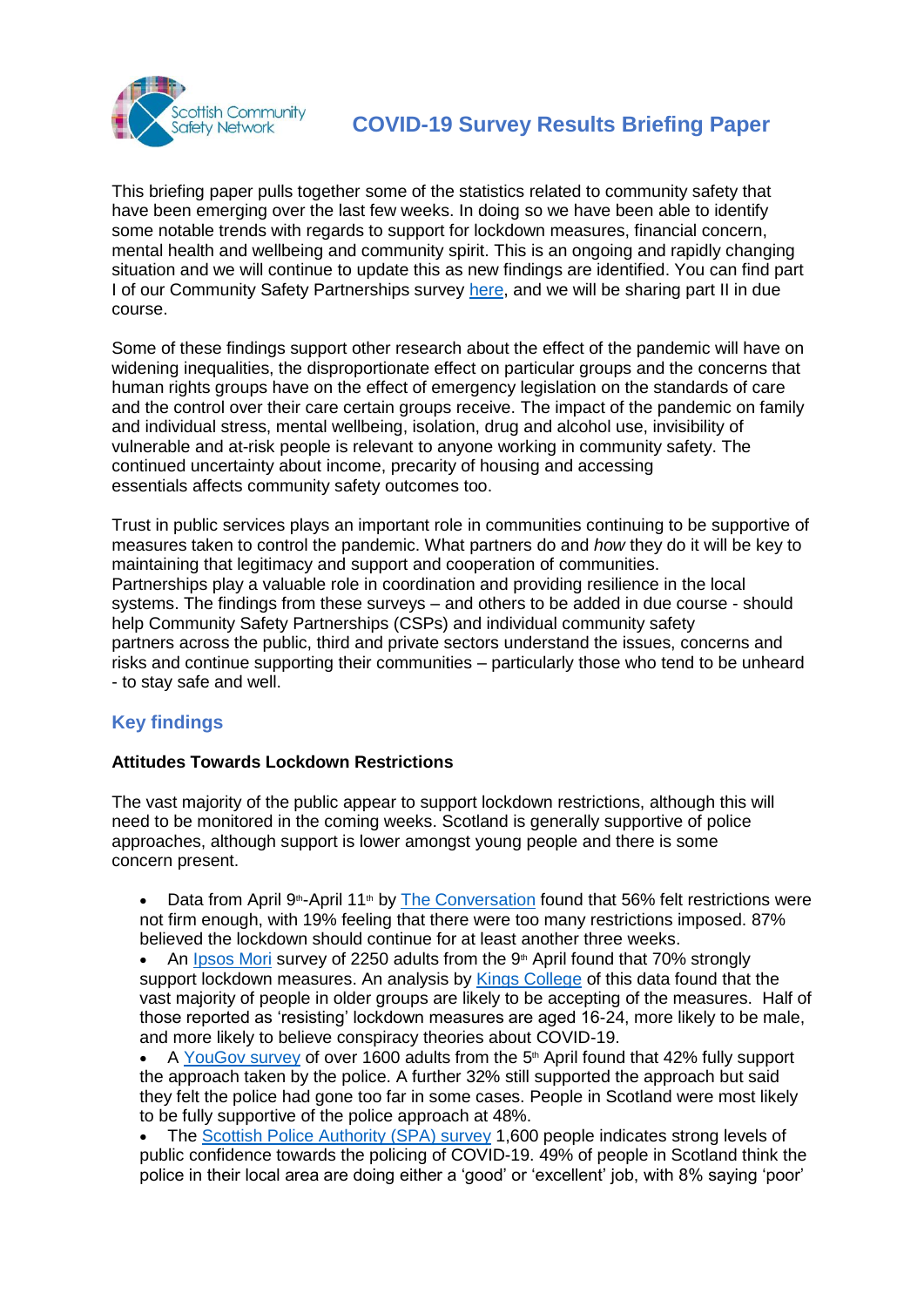# COVID-19 Survey Results Briefing Paper

This briefing paper pulls together some of the statistics related to community safety that have been emerging over the last few weeks. In doing so we have been able to identify some notable trends with regards to support for lockdown measures, financial concern, mental health and wellbeing and community spirit. This is an ongoing and rapidly changing situation and we will continue to update this as new findings are identified. You can find part I of our Community Safety Partnerships survey here, and we will be sharing part II in due course.

Some of these findings support other research about the effect of the pandemic will have on widening inequalities, the disproportionate effect on particular groups and the concerns that human rights groups have on the effect of emergency legislation on the standards of care and the control over their care certain groups receive. The impact of the pandemic on family and individual stress, mental wellbeing, isolation, drug and alcohol use, invisibility of vulnerable and at-risk people is relevant to anyone working in community safety. The continued uncertainty about income, precarity of housing and accessing essentials affects community safety outcomes too.

Trust in public services plays an important role in communities continuing to be supportive of measures taken to control the pandemic. What partners do and *how* they do it will be key to maintaining that legitimacy and support and cooperation of communities. Partnerships play a valuable role in coordination and providing resilience in the local systems. The findings from these surveys – and others to be added in due course - should help Community Safety Partnerships (CSPs) and individual community safety partners across the public, third and private sectors understand the issues, concerns and risks and continue supporting their communities – particularly those who tend to be unheard - to stay safe and well.

## Key findings

**Attitudes Towards Lockdown Restrictions**

The vast majority of the public appear to support lockdown restrictions, although this will need to be monitored in the coming weeks. Scotland is generally supportive of police approaches, although support is lower amongst young people and there is some concern present.

- Data from April 9th-April 11th by The Conversation found that 56% felt restrictions were not firm enough, with 19% feeling that there were too many restrictions imposed. 87% believed the lockdown should continue for at least another three weeks.
- An Ipsos Mori survey of 2250 adults from the 9th April found that 70% strongly support lockdown measures. An analysis by Kings College of this data found that the vast majority of people in older groups are likely to be accepting of the measures. Half of those reported as 'resisting' lockdown measures are aged 16-24, more likely to be male, and more likely to believe conspiracy theories about COVID-19.
- A YouGov survey of over 1600 adults from the 5th April found that 42% fully support the approach taken by the police. A further 32% still supported the approach but said they felt the police had gone too far in some cases. People in Scotland were most likely to be fully supportive of the police approach at 48%.
- The Scottish Police Authority (SPA) survey 1,600 people indicates strong levels of public confidence towards the policing of COVID-19. 49% of people in Scotland think the police in their local area are doing either a 'good' or 'excellent' job, with 8% saying 'poor'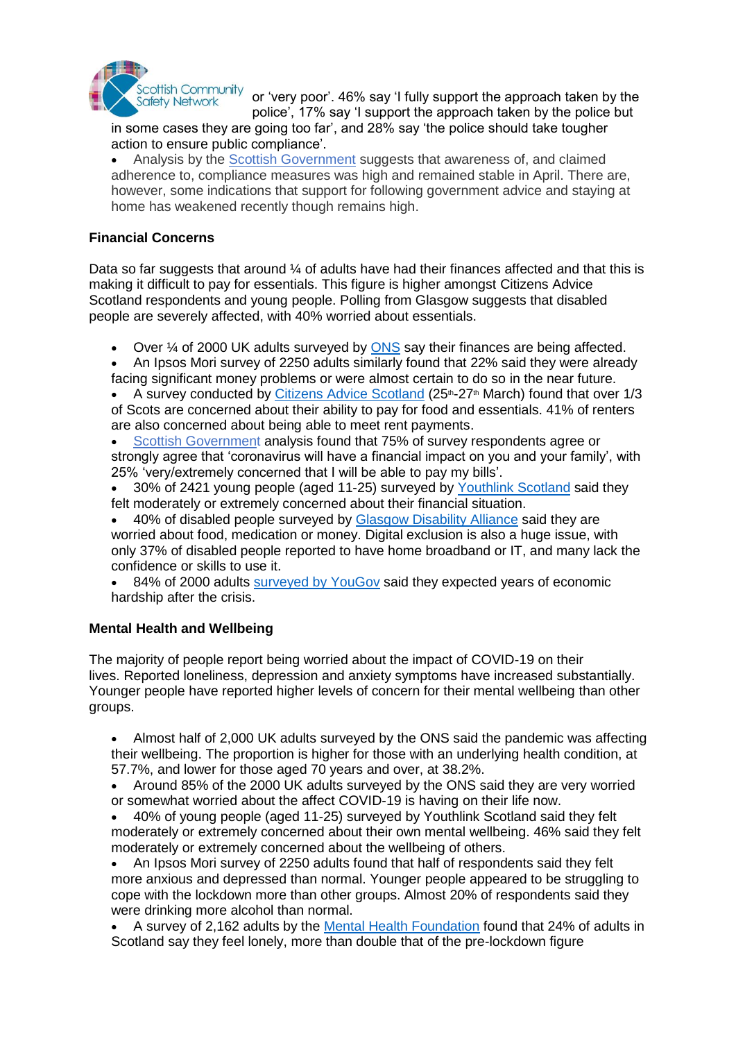or 'very poor'. 46% say 'I fully support the approach taken by the police', 17% say 'I support the approach taken by the police but in some cases they are going too far', and 28% say 'the police should take tougher action to ensure public compliance'.

- Analysis by the Scottish Government suggests that awareness of, and claimed adherence to, compliance measures was high and remained stable in April. There are, however, some indications that support for following government advice and staying at home has weakened recently though remains high.

**Financial Concerns**

Data so far suggests that around ¼ of adults have had their finances affected and that this is making it difficult to pay for essentials. This figure is higher amongst Citizens Advice Scotland respondents and young people. Polling from Glasgow suggests that disabled people are severely affected, with 40% worried about essentials.

- Over ¼ of 2000 UK adults surveyed by ONS say their finances are being affected.
- An Ipsos Mori survey of 2250 adults similarly found that 22% said they were already facing significant money problems or were almost certain to do so in the near future.
- A survey conducted by Citizens Advice Scotland (25th-27th March) found that over 1/3 of Scots are concerned about their ability to pay for food and essentials. 41% of renters are also concerned about being able to meet rent payments.
- Scottish Government analysis found that 75% of survey respondents agree or strongly agree that 'coronavirus will have a financial impact on you and your family', with 25% 'very/extremely concerned that I will be able to pay my bills'.
- 30% of 2421 young people (aged 11-25) surveyed by Youthlink Scotland said they felt moderately or extremely concerned about their financial situation.
- 40% of disabled people surveyed by Glasgow Disability Alliance said they are worried about food, medication or money. Digital exclusion is also a huge issue, with only 37% of disabled people reported to have home broadband or IT, and many lack the confidence or skills to use it.
- 84% of 2000 adults surveyed by YouGov said they expected years of economic hardship after the crisis.

**Mental Health and Wellbeing**

The majority of people report being worried about the impact of COVID-19 on their lives. Reported loneliness, depression and anxiety symptoms have increased substantially. Younger people have reported higher levels of concern for their mental wellbeing than other groups.

- Almost half of 2,000 UK adults surveyed by the ONS said the pandemic was affecting their wellbeing. The proportion is higher for those with an underlying health condition, at 57.7%, and lower for those aged 70 years and over, at 38.2%.
- Around 85% of the 2000 UK adults surveyed by the ONS said they are very worried or somewhat worried about the affect COVID-19 is having on their life now.
- 40% of young people (aged 11-25) surveyed by Youthlink Scotland said they felt moderately or extremely concerned about their own mental wellbeing. 46% said they felt moderately or extremely concerned about the wellbeing of others.
- An Ipsos Mori survey of 2250 adults found that half of respondents said they felt more anxious and depressed than normal. Younger people appeared to be struggling to cope with the lockdown more than other groups. Almost 20% of respondents said they were drinking more alcohol than normal.
- A survey of 2,162 adults by the Mental Health Foundation found that 24% of adults in Scotland say they feel lonely, more than double that of the pre-lockdown figure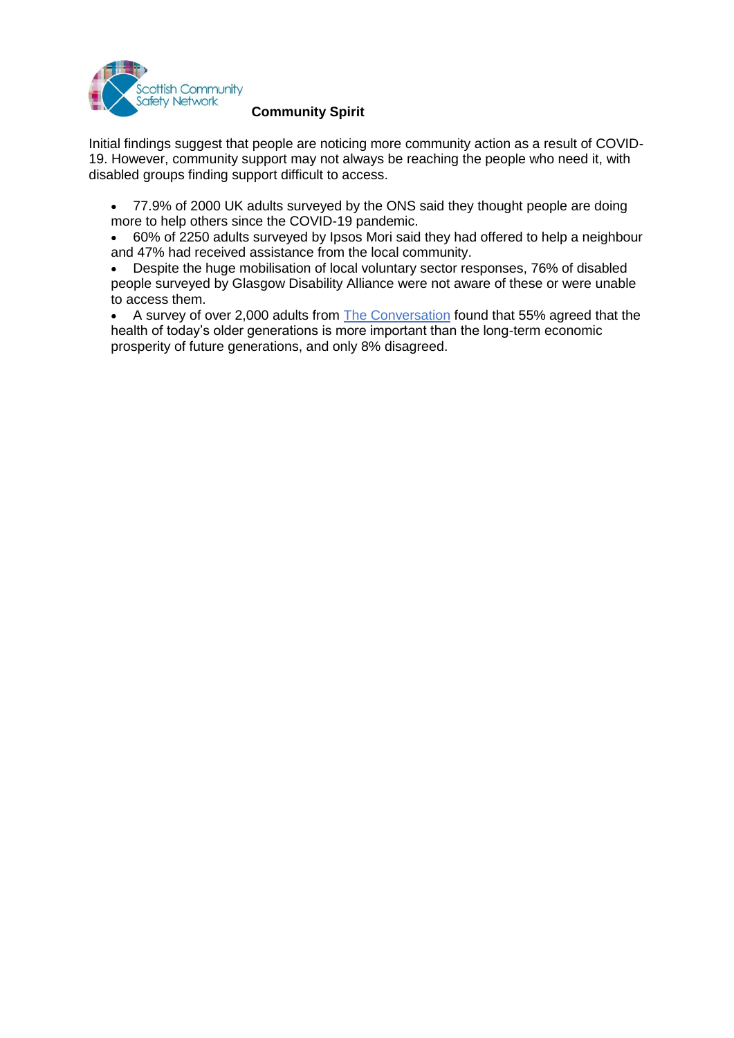## Community Spirit

Initial findings suggest that people are noticing more community action as a result of COVID-19. However, community support may not always be reaching the people who need it, with disabled groups finding support difficult to access.

- 77.9% of 2000 UK adults surveyed by the ONS said they thought people are doing more to help others since the COVID-19 pandemic.
- 60% of 2250 adults surveyed by Ipsos Mori said they had offered to help a neighbour and 47% had received assistance from the local community.
- Despite the huge mobilisation of local voluntary sector responses, 76% of disabled people surveyed by Glasgow Disability Alliance were not aware of these or were unable to access them.
- A survey of over 2,000 adults from The Conversation found that 55% agreed that the health of today's older generations is more important than the long-term economic prosperity of future generations, and only 8% disagreed.